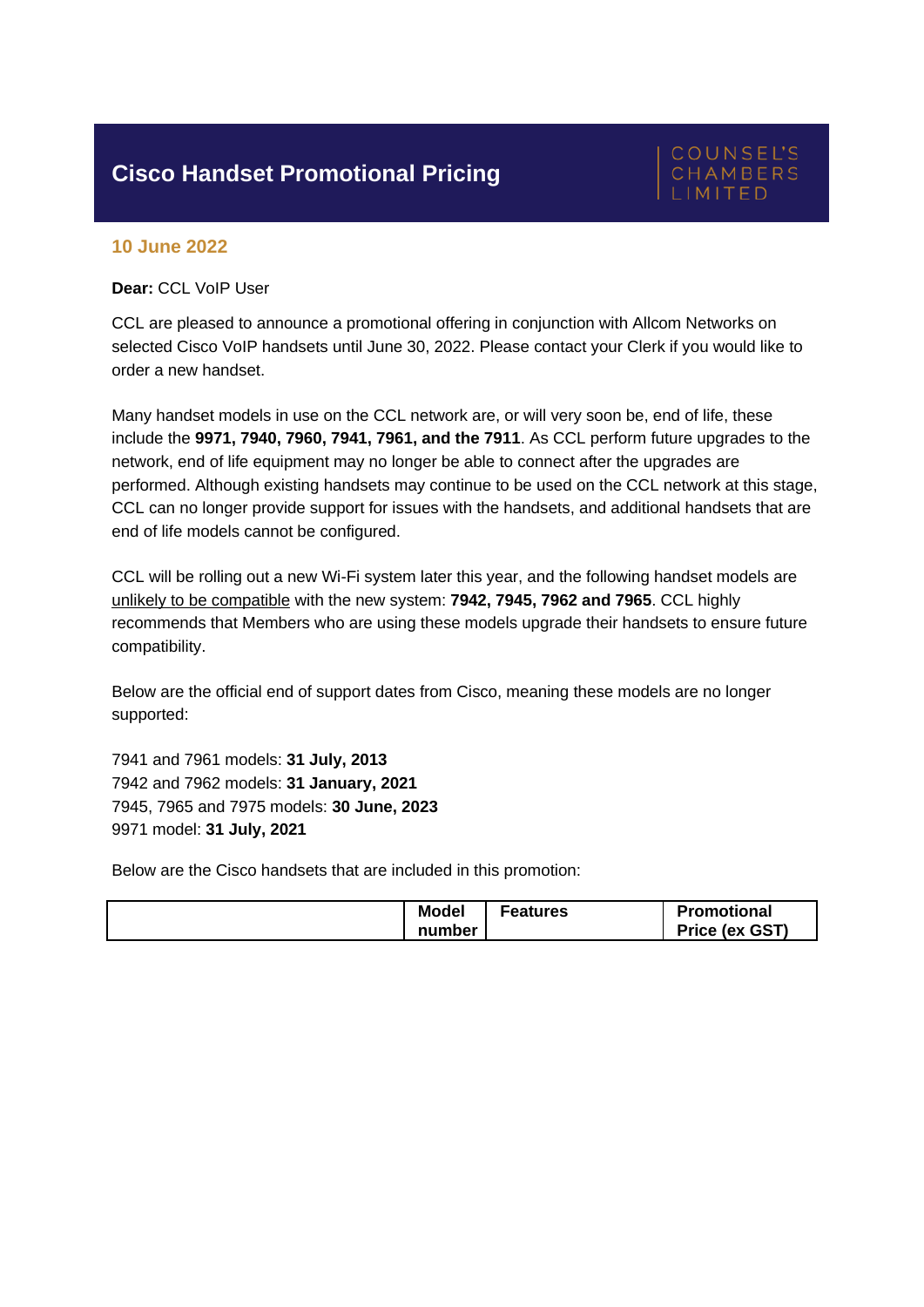# Cisco Handset Promotional Pricing

COUNSEL'S CHAMBERS LIMITED

**10 June 2022**

**Dear:** CCL VoIP User

CCL are pleased to announce a promotional offering in conjunction with Allcom Networks on selected Cisco VoIP handsets until June 30, 2022. Please contact your Clerk if you would like to order a new handset.

Many handset models in use on the CCL network are, or will very soon be, end of life, these include the **9971, 7940, 7960, 7941, 7961, and the 7911**. As CCL perform future upgrades to the network, end of life equipment may no longer be able to connect after the upgrades are performed. Although existing handsets may continue to be used on the CCL network at this stage, CCL can no longer provide support for issues with the handsets, and additional handsets that are end of life models cannot be configured.

CCL will be rolling out a new Wi-Fi system later this year, and the following handset models are unlikely to be compatible with the new system: **7942, 7945, 7962 and 7965**. CCL highly recommends that Members who are using these models upgrade their handsets to ensure future compatibility.

Below are the official end of support dates from Cisco, meaning these models are no longer supported:

7941 and 7961 models: **31 July, 2013**
7942 and 7962 models: **31 January, 2021**
7945, 7965 and 7975 models: **30 June, 2023**
9971 model: **31 July, 2021**

Below are the Cisco handsets that are included in this promotion:

| | Model number | Features | Promotional Price (ex GST) |
|---|---|---|---|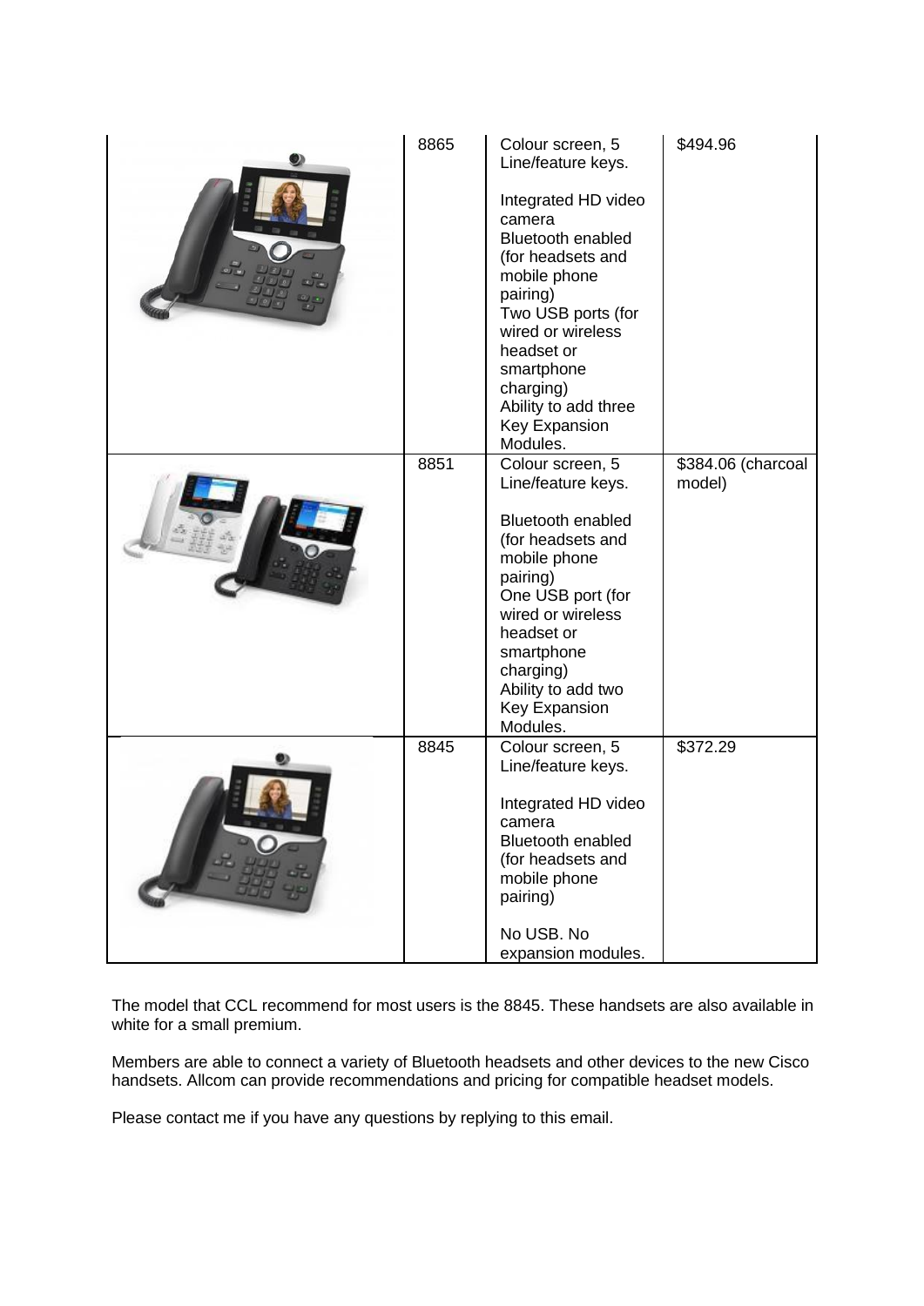| | | | |
|---|---|---|---|
| | 8865 | Colour screen, 5 Line/feature keys.<br><br>Integrated HD video camera<br>Bluetooth enabled (for headsets and mobile phone pairing)<br>Two USB ports (for wired or wireless headset or smartphone charging)<br>Ability to add three Key Expansion Modules. | $494.96 |
| | 8851 | Colour screen, 5 Line/feature keys.<br><br>Bluetooth enabled (for headsets and mobile phone pairing)<br>One USB port (for wired or wireless headset or smartphone charging)<br>Ability to add two Key Expansion Modules. | $384.06 (charcoal model) |
| | 8845 | Colour screen, 5 Line/feature keys.<br><br>Integrated HD video camera<br>Bluetooth enabled (for headsets and mobile phone pairing)<br><br>No USB. No expansion modules. | $372.29 |

The model that CCL recommend for most users is the 8845. These handsets are also available in white for a small premium.

Members are able to connect a variety of Bluetooth headsets and other devices to the new Cisco handsets. Allcom can provide recommendations and pricing for compatible headset models.

Please contact me if you have any questions by replying to this email.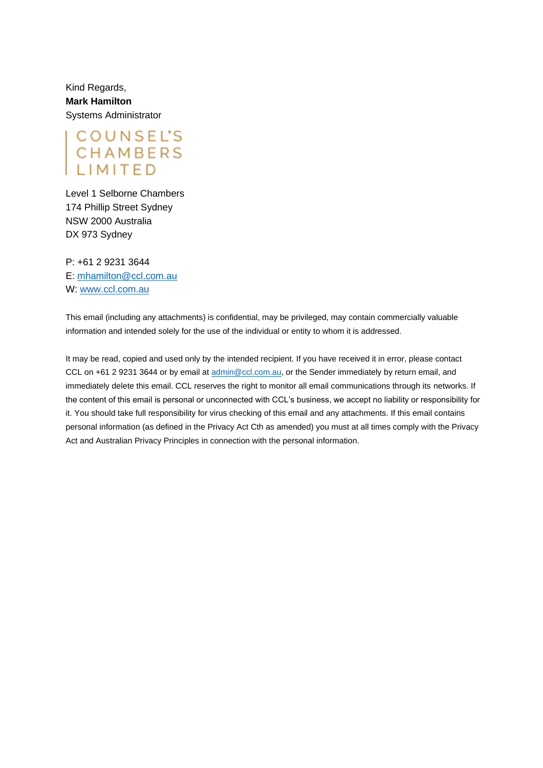Kind Regards,
**Mark Hamilton**
Systems Administrator

COUNSEL'S
CHAMBERS
LIMITED

Level 1 Selborne Chambers
174 Phillip Street Sydney
NSW 2000 Australia
DX 973 Sydney

P: +61 2 9231 3644
E: mhamilton@ccl.com.au
W: www.ccl.com.au

This email (including any attachments) is confidential, may be privileged, may contain commercially valuable information and intended solely for the use of the individual or entity to whom it is addressed.

It may be read, copied and used only by the intended recipient. If you have received it in error, please contact CCL on +61 2 9231 3644 or by email at admin@ccl.com.au, or the Sender immediately by return email, and immediately delete this email. CCL reserves the right to monitor all email communications through its networks. If the content of this email is personal or unconnected with CCL's business, we accept no liability or responsibility for it. You should take full responsibility for virus checking of this email and any attachments. If this email contains personal information (as defined in the Privacy Act Cth as amended) you must at all times comply with the Privacy Act and Australian Privacy Principles in connection with the personal information.